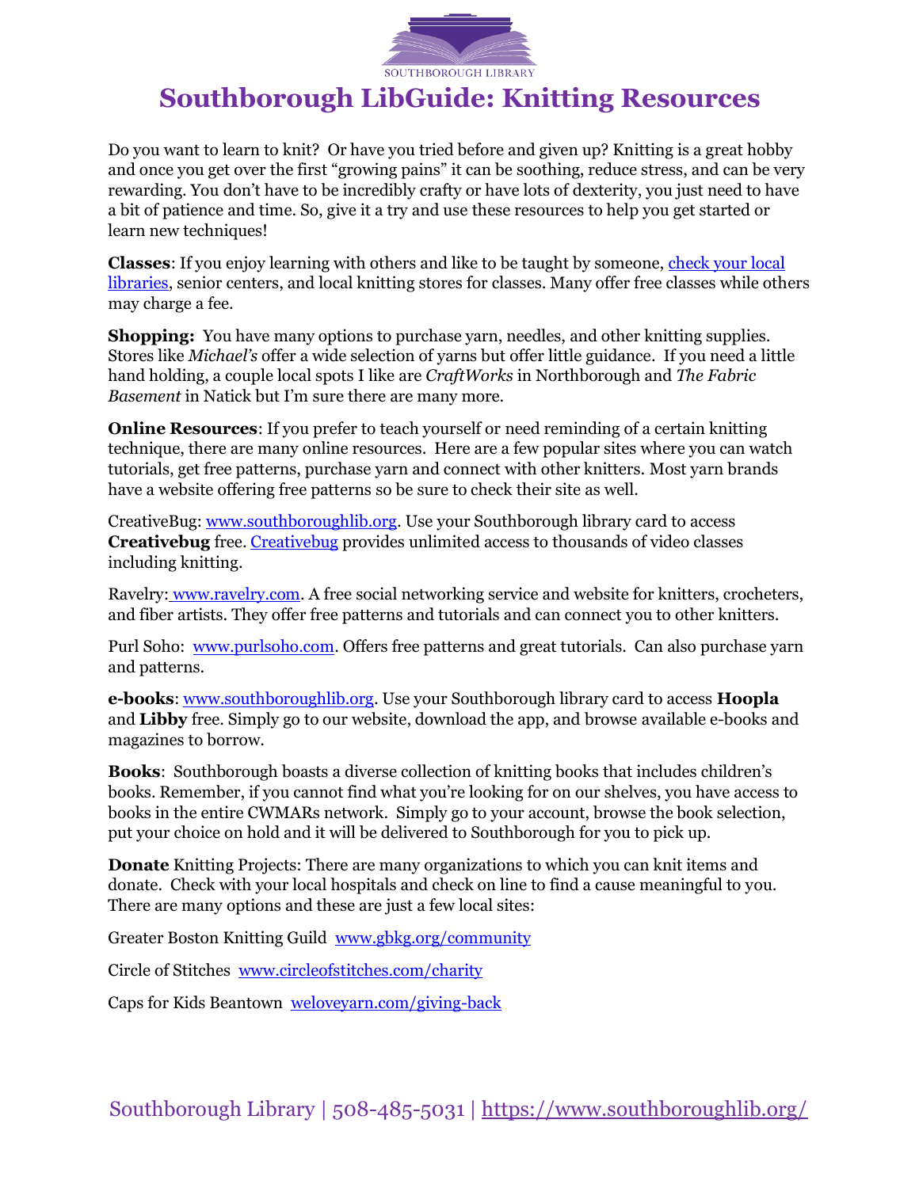# Southborough LibGuide: Knitting Resources

Do you want to learn to knit? Or have you tried before and given up? Knitting is a great hobby and once you get over the first "growing pains" it can be soothing, reduce stress, and can be very rewarding. You don't have to be incredibly crafty or have lots of dexterity, you just need to have a bit of patience and time. So, give it a try and use these resources to help you get started or learn new techniques!

**Classes**: If you enjoy learning with others and like to be taught by someone, check your local libraries, senior centers, and local knitting stores for classes. Many offer free classes while others may charge a fee.

**Shopping:** You have many options to purchase yarn, needles, and other knitting supplies. Stores like *Michael's* offer a wide selection of yarns but offer little guidance. If you need a little hand holding, a couple local spots I like are *CraftWorks* in Northborough and *The Fabric Basement* in Natick but I'm sure there are many more.

**Online Resources**: If you prefer to teach yourself or need reminding of a certain knitting technique, there are many online resources. Here are a few popular sites where you can watch tutorials, get free patterns, purchase yarn and connect with other knitters. Most yarn brands have a website offering free patterns so be sure to check their site as well.

CreativeBug: www.southboroughlib.org. Use your Southborough library card to access **Creativebug** free. Creativebug provides unlimited access to thousands of video classes including knitting.

Ravelry: www.ravelry.com. A free social networking service and website for knitters, crocheters, and fiber artists. They offer free patterns and tutorials and can connect you to other knitters.

Purl Soho: www.purlsoho.com. Offers free patterns and great tutorials. Can also purchase yarn and patterns.

**e-books**: www.southboroughlib.org. Use your Southborough library card to access **Hoopla** and **Libby** free. Simply go to our website, download the app, and browse available e-books and magazines to borrow.

**Books**: Southborough boasts a diverse collection of knitting books that includes children's books. Remember, if you cannot find what you're looking for on our shelves, you have access to books in the entire CWMARs network. Simply go to your account, browse the book selection, put your choice on hold and it will be delivered to Southborough for you to pick up.

**Donate** Knitting Projects: There are many organizations to which you can knit items and donate. Check with your local hospitals and check on line to find a cause meaningful to you. There are many options and these are just a few local sites:

Greater Boston Knitting Guild www.gbkg.org/community

Circle of Stitches www.circleofstitches.com/charity

Caps for Kids Beantown weloveyarn.com/giving-back

Southborough Library | 508-485-5031 | https://www.southboroughlib.org/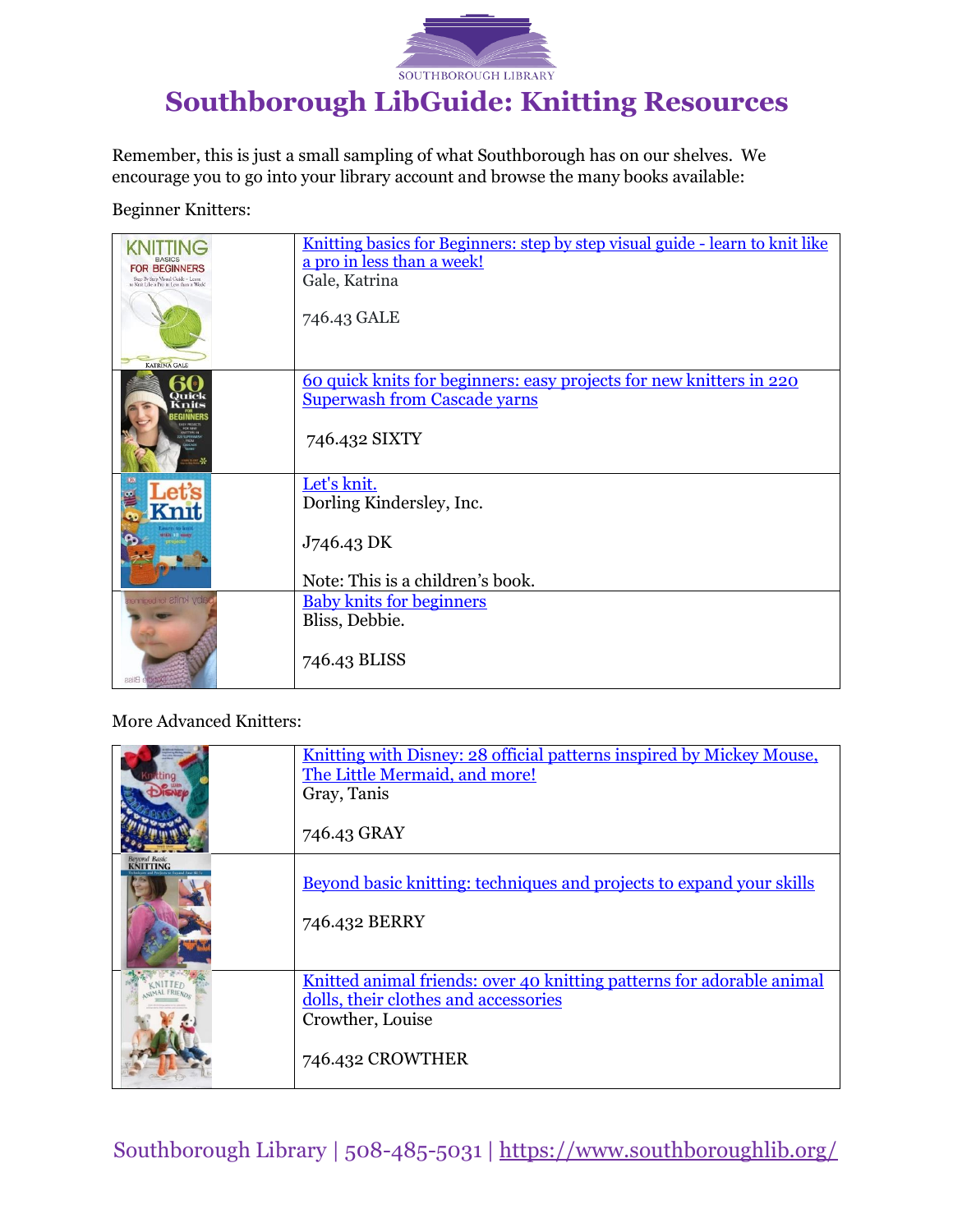# Southborough LibGuide: Knitting Resources

Remember, this is just a small sampling of what Southborough has on our shelves. We encourage you to go into your library account and browse the many books available:

Beginner Knitters:

| | |
|---|---|
| | Knitting basics for Beginners: step by step visual guide - learn to knit like a pro in less than a week!<br>Gale, Katrina<br><br>746.43 GALE |
| | 60 quick knits for beginners: easy projects for new knitters in 220 Superwash from Cascade yarns<br><br>746.432 SIXTY |
| | Let's knit.<br>Dorling Kindersley, Inc.<br><br>J746.43 DK<br><br>Note: This is a children's book. |
| | Baby knits for beginners<br>Bliss, Debbie.<br><br>746.43 BLISS |

More Advanced Knitters:

| | |
|---|---|
| | Knitting with Disney: 28 official patterns inspired by Mickey Mouse, The Little Mermaid, and more!<br>Gray, Tanis<br><br>746.43 GRAY |
| | Beyond basic knitting: techniques and projects to expand your skills<br><br>746.432 BERRY |
| | Knitted animal friends: over 40 knitting patterns for adorable animal dolls, their clothes and accessories<br>Crowther, Louise<br><br>746.432 CROWTHER |

Southborough Library | 508-485-5031 | https://www.southboroughlib.org/